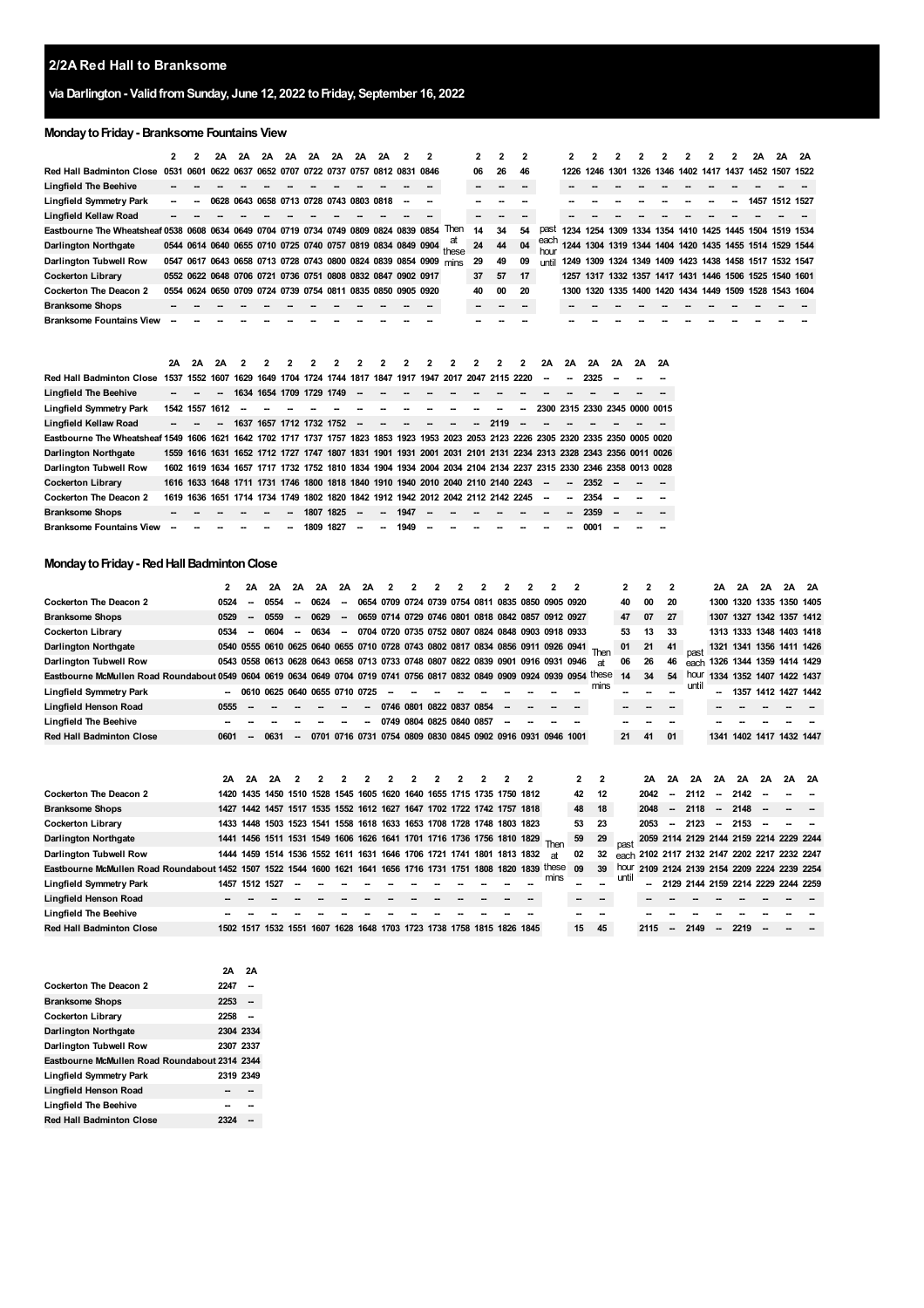# 2/2A Red Hall to Branksome

## via Darlington - Valid from Sunday, June 12, 2022 to Friday, September 16, 2022

### Monday to Friday - Branksome Fountains View

| | 2 | 2 | 2A | 2A | 2A | 2A | 2A | 2A | 2A | 2A | 2 | 2 | | 2 | 2 | 2 | | 2 | 2 | 2 | 2 | 2 | 2 | 2 | 2 | 2A | 2A | 2A |
|---|---|---|---|---|---|---|---|---|---|---|---|---|---|---|---|---|---|---|---|---|---|---|---|---|---|---|---|---|
| Red Hall Badminton Close | 0531 | 0601 | 0622 | 0637 | 0652 | 0707 | 0722 | 0737 | 0757 | 0812 | 0831 | 0846 | | 06 | 26 | 46 | | 1226 | 1246 | 1301 | 1326 | 1346 | 1402 | 1417 | 1437 | 1452 | 1507 | 1522 |
| Lingfield The Beehive | -- | -- | -- | -- | -- | -- | -- | -- | -- | -- | -- | -- | | -- | -- | -- | | -- | -- | -- | -- | -- | -- | -- | -- | -- | -- | -- |
| Lingfield Symmetry Park | -- | -- | 0628 | 0643 | 0658 | 0713 | 0728 | 0743 | 0803 | 0818 | -- | -- | | -- | -- | -- | | -- | -- | -- | -- | -- | -- | -- | -- | 1457 | 1512 | 1527 |
| Lingfield Kellaw Road | -- | -- | -- | -- | -- | -- | -- | -- | -- | -- | -- | -- | | -- | -- | -- | | -- | -- | -- | -- | -- | -- | -- | -- | -- | -- | -- |
| Eastbourne The Wheatsheaf | 0538 | 0608 | 0634 | 0649 | 0704 | 0719 | 0734 | 0749 | 0809 | 0824 | 0839 | 0854 | Then at these mins | 14 | 34 | 54 | past each hour until | 1234 | 1254 | 1309 | 1334 | 1354 | 1410 | 1425 | 1445 | 1504 | 1519 | 1534 |
| Darlington Northgate | 0544 | 0614 | 0640 | 0655 | 0710 | 0725 | 0740 | 0757 | 0819 | 0834 | 0849 | 0904 | | 24 | 44 | 04 | | 1244 | 1304 | 1319 | 1344 | 1404 | 1420 | 1435 | 1455 | 1514 | 1529 | 1544 |
| Darlington Tubwell Row | 0547 | 0617 | 0643 | 0658 | 0713 | 0728 | 0743 | 0800 | 0824 | 0839 | 0854 | 0909 | | 29 | 49 | 09 | | 1249 | 1309 | 1324 | 1349 | 1409 | 1423 | 1438 | 1458 | 1517 | 1532 | 1547 |
| Cockerton Library | 0552 | 0622 | 0648 | 0706 | 0721 | 0736 | 0751 | 0808 | 0832 | 0847 | 0902 | 0917 | | 37 | 57 | 17 | | 1257 | 1317 | 1332 | 1357 | 1417 | 1431 | 1446 | 1506 | 1525 | 1540 | 1601 |
| Cockerton The Deacon 2 | 0554 | 0624 | 0650 | 0709 | 0724 | 0739 | 0754 | 0811 | 0835 | 0850 | 0905 | 0920 | | 40 | 00 | 20 | | 1300 | 1320 | 1335 | 1400 | 1420 | 1434 | 1449 | 1509 | 1528 | 1543 | 1604 |
| Branksome Shops | -- | -- | -- | -- | -- | -- | -- | -- | -- | -- | -- | -- | | -- | -- | -- | | -- | -- | -- | -- | -- | -- | -- | -- | -- | -- | -- |
| Branksome Fountains View | -- | -- | -- | -- | -- | -- | -- | -- | -- | -- | -- | -- | | -- | -- | -- | | -- | -- | -- | -- | -- | -- | -- | -- | -- | -- | -- |

| | 2A | 2A | 2A | 2 | 2 | 2 | 2 | 2 | 2 | 2 | 2 | 2 | 2 | 2 | 2 | 2 | 2A | 2A | 2A | 2A | 2A | 2A |
|---|---|---|---|---|---|---|---|---|---|---|---|---|---|---|---|---|---|---|---|---|---|---|
| Red Hall Badminton Close | 1537 | 1552 | 1607 | 1629 | 1649 | 1704 | 1724 | 1744 | 1817 | 1847 | 1917 | 1947 | 2017 | 2047 | 2115 | 2220 | -- | -- | 2325 | -- | -- | -- |
| Lingfield The Beehive | -- | -- | -- | 1634 | 1654 | 1709 | 1729 | 1749 | -- | -- | -- | -- | -- | -- | -- | -- | -- | -- | -- | -- | -- | -- |
| Lingfield Symmetry Park | 1542 | 1557 | 1612 | -- | -- | -- | -- | -- | -- | -- | -- | -- | -- | -- | -- | -- | 2300 | 2315 | 2330 | 2345 | 0000 | 0015 |
| Lingfield Kellaw Road | -- | -- | -- | 1637 | 1657 | 1712 | 1732 | 1752 | -- | -- | -- | -- | -- | -- | 2119 | -- | -- | -- | -- | -- | -- | -- |
| Eastbourne The Wheatsheaf | 1549 | 1606 | 1621 | 1642 | 1702 | 1717 | 1737 | 1757 | 1823 | 1853 | 1923 | 1953 | 2023 | 2053 | 2123 | 2226 | 2305 | 2320 | 2335 | 2350 | 0005 | 0020 |
| Darlington Northgate | 1559 | 1616 | 1631 | 1652 | 1712 | 1727 | 1747 | 1807 | 1831 | 1901 | 1931 | 2001 | 2031 | 2101 | 2131 | 2234 | 2313 | 2328 | 2343 | 2356 | 0011 | 0026 |
| Darlington Tubwell Row | 1602 | 1619 | 1634 | 1657 | 1717 | 1732 | 1752 | 1810 | 1834 | 1904 | 1934 | 2004 | 2034 | 2104 | 2134 | 2237 | 2315 | 2330 | 2346 | 2358 | 0013 | 0028 |
| Cockerton Library | 1616 | 1633 | 1648 | 1711 | 1731 | 1746 | 1800 | 1818 | 1840 | 1910 | 1940 | 2010 | 2040 | 2110 | 2140 | 2243 | -- | -- | 2352 | -- | -- | -- |
| Cockerton The Deacon 2 | 1619 | 1636 | 1651 | 1714 | 1734 | 1749 | 1802 | 1820 | 1842 | 1912 | 1942 | 2012 | 2042 | 2112 | 2142 | 2245 | -- | -- | 2354 | -- | -- | -- |
| Branksome Shops | -- | -- | -- | -- | -- | -- | 1807 | 1825 | -- | -- | 1947 | -- | -- | -- | -- | -- | -- | -- | 2359 | -- | -- | -- |
| Branksome Fountains View | -- | -- | -- | -- | -- | -- | 1809 | 1827 | -- | -- | 1949 | -- | -- | -- | -- | -- | -- | -- | 0001 | -- | -- | -- |

### Monday to Friday - Red Hall Badminton Close

| | 2 | 2A | 2A | 2A | 2A | 2A | 2A | 2 | 2 | 2 | 2 | 2 | 2 | 2 | 2 | 2 | | 2 | 2 | 2 | | 2A | 2A | 2A | 2A | 2A |
|---|---|---|---|---|---|---|---|---|---|---|---|---|---|---|---|---|---|---|---|---|---|---|---|---|---|---|
| Cockerton The Deacon 2 | 0524 | -- | 0554 | -- | 0624 | -- | 0654 | 0709 | 0724 | 0739 | 0754 | 0811 | 0835 | 0850 | 0905 | 0920 | | 40 | 00 | 20 | | 1300 | 1320 | 1335 | 1350 | 1405 |
| Branksome Shops | 0529 | -- | 0559 | -- | 0629 | -- | 0659 | 0714 | 0729 | 0746 | 0801 | 0818 | 0842 | 0857 | 0912 | 0927 | | 47 | 07 | 27 | | 1307 | 1327 | 1342 | 1357 | 1412 |
| Cockerton Library | 0534 | -- | 0604 | -- | 0634 | -- | 0704 | 0720 | 0735 | 0752 | 0807 | 0824 | 0848 | 0903 | 0918 | 0933 | | 53 | 13 | 33 | | 1313 | 1333 | 1348 | 1403 | 1418 |
| Darlington Northgate | 0540 | 0555 | 0610 | 0625 | 0640 | 0655 | 0710 | 0728 | 0743 | 0802 | 0817 | 0834 | 0856 | 0911 | 0926 | 0941 | Then at these mins | 01 | 21 | 41 | past each hour until | 1321 | 1341 | 1356 | 1411 | 1426 |
| Darlington Tubwell Row | 0543 | 0558 | 0613 | 0628 | 0643 | 0658 | 0713 | 0733 | 0748 | 0807 | 0822 | 0839 | 0901 | 0916 | 0931 | 0946 | | 06 | 26 | 46 | | 1326 | 1344 | 1359 | 1414 | 1429 |
| Eastbourne McMullen Road Roundabout | 0549 | 0604 | 0619 | 0634 | 0649 | 0704 | 0719 | 0741 | 0756 | 0817 | 0832 | 0849 | 0909 | 0924 | 0939 | 0954 | | 14 | 34 | 54 | | 1334 | 1352 | 1407 | 1422 | 1437 |
| Lingfield Symmetry Park | -- | 0610 | 0625 | 0640 | 0655 | 0710 | 0725 | -- | -- | -- | -- | -- | -- | -- | -- | -- | | -- | -- | -- | | -- | 1357 | 1412 | 1427 | 1442 |
| Lingfield Henson Road | 0555 | -- | -- | -- | -- | -- | -- | 0746 | 0801 | 0822 | 0837 | 0854 | -- | -- | -- | -- | | -- | -- | -- | | -- | -- | -- | -- | -- |
| Lingfield The Beehive | -- | -- | -- | -- | -- | -- | -- | 0749 | 0804 | 0825 | 0840 | 0857 | -- | -- | -- | -- | | -- | -- | -- | | -- | -- | -- | -- | -- |
| Red Hall Badminton Close | 0601 | -- | 0631 | -- | 0701 | 0716 | 0731 | 0754 | 0809 | 0830 | 0845 | 0902 | 0916 | 0931 | 0946 | 1001 | | 21 | 41 | 01 | | 1341 | 1402 | 1417 | 1432 | 1447 |

| | 2A | 2A | 2A | 2 | 2 | 2 | 2 | 2 | 2 | 2 | 2 | 2 | 2 | 2 | | 2 | 2 | | 2A | 2A | 2A | 2A | 2A | 2A | 2A | 2A |
|---|---|---|---|---|---|---|---|---|---|---|---|---|---|---|---|---|---|---|---|---|---|---|---|---|---|---|
| Cockerton The Deacon 2 | 1420 | 1435 | 1450 | 1510 | 1528 | 1545 | 1605 | 1620 | 1640 | 1655 | 1715 | 1735 | 1750 | 1812 | | 42 | 12 | | 2042 | -- | 2112 | -- | 2142 | -- | -- | -- |
| Branksome Shops | 1427 | 1442 | 1457 | 1517 | 1535 | 1552 | 1612 | 1627 | 1647 | 1702 | 1722 | 1742 | 1757 | 1818 | | 48 | 18 | | 2048 | -- | 2118 | -- | 2148 | -- | -- | -- |
| Cockerton Library | 1433 | 1448 | 1503 | 1523 | 1541 | 1558 | 1618 | 1633 | 1653 | 1708 | 1728 | 1748 | 1803 | 1823 | | 53 | 23 | | 2053 | -- | 2123 | -- | 2153 | -- | -- | -- |
| Darlington Northgate | 1441 | 1456 | 1511 | 1531 | 1549 | 1606 | 1626 | 1641 | 1701 | 1716 | 1736 | 1756 | 1810 | 1829 | Then at these mins | 59 | 29 | past each hour until | 2059 | 2114 | 2129 | 2144 | 2159 | 2214 | 2229 | 2244 |
| Darlington Tubwell Row | 1444 | 1459 | 1514 | 1536 | 1552 | 1611 | 1631 | 1646 | 1706 | 1721 | 1741 | 1801 | 1813 | 1832 | | 02 | 32 | | 2102 | 2117 | 2132 | 2147 | 2202 | 2217 | 2232 | 2247 |
| Eastbourne McMullen Road Roundabout | 1452 | 1507 | 1522 | 1544 | 1600 | 1621 | 1641 | 1656 | 1716 | 1731 | 1751 | 1808 | 1820 | 1839 | | 09 | 39 | | 2109 | 2124 | 2139 | 2154 | 2209 | 2224 | 2239 | 2254 |
| Lingfield Symmetry Park | 1457 | 1512 | 1527 | -- | -- | -- | -- | -- | -- | -- | -- | -- | -- | -- | | -- | -- | | -- | 2129 | 2144 | 2159 | 2214 | 2229 | 2244 | 2259 |
| Lingfield Henson Road | -- | -- | -- | -- | -- | -- | -- | -- | -- | -- | -- | -- | -- | -- | | -- | -- | | -- | -- | -- | -- | -- | -- | -- | -- |
| Lingfield The Beehive | -- | -- | -- | -- | -- | -- | -- | -- | -- | -- | -- | -- | -- | -- | | -- | -- | | -- | -- | -- | -- | -- | -- | -- | -- |
| Red Hall Badminton Close | 1502 | 1517 | 1532 | 1551 | 1607 | 1628 | 1648 | 1703 | 1723 | 1738 | 1758 | 1815 | 1826 | 1845 | | 15 | 45 | | 2115 | -- | 2149 | -- | 2219 | -- | -- | -- |

| | 2A | 2A |
|---|---|---|
| Cockerton The Deacon 2 | 2247 | -- |
| Branksome Shops | 2253 | -- |
| Cockerton Library | 2258 | -- |
| Darlington Northgate | 2304 | 2334 |
| Darlington Tubwell Row | 2307 | 2337 |
| Eastbourne McMullen Road Roundabout | 2314 | 2344 |
| Lingfield Symmetry Park | 2319 | 2349 |
| Lingfield Henson Road | -- | -- |
| Lingfield The Beehive | -- | -- |
| Red Hall Badminton Close | 2324 | -- |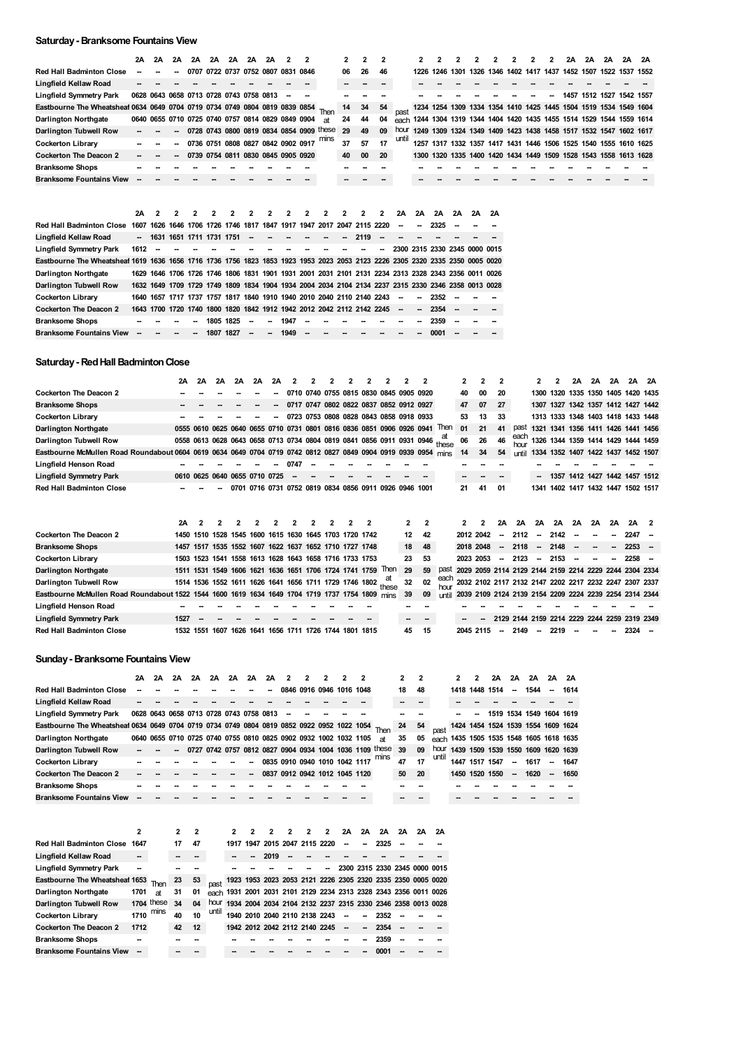## Saturday - Branksome Fountains View

| | 2A | 2A | 2A | 2A | 2A | 2A | 2A | 2A | 2 | 2 | | 2 | 2 | 2 | | 2 | 2 | 2 | 2 | 2 | 2 | 2 | 2 | 2A | 2A | 2A | 2A | 2A |
|---|---|---|---|---|---|---|---|---|---|---|---|---|---|---|---|---|---|---|---|---|---|---|---|---|---|---|---|---|
| **Red Hall Badminton Close** | -- | -- | -- | 0707 | 0722 | 0737 | 0752 | 0807 | 0831 | 0846 | | 06 | 26 | 46 | | 1226 | 1246 | 1301 | 1326 | 1346 | 1402 | 1417 | 1437 | 1452 | 1507 | 1522 | 1537 | 1552 |
| **Lingfield Kellaw Road** | -- | -- | -- | -- | -- | -- | -- | -- | -- | -- | | -- | -- | -- | | -- | -- | -- | -- | -- | -- | -- | -- | -- | -- | -- | -- | -- |
| **Lingfield Symmetry Park** | 0628 | 0643 | 0658 | 0713 | 0728 | 0743 | 0758 | 0813 | -- | -- | | -- | -- | -- | | -- | -- | -- | -- | -- | -- | -- | -- | 1457 | 1512 | 1527 | 1542 | 1557 |
| **Eastbourne The Wheatsheaf** | 0634 | 0649 | 0704 | 0719 | 0734 | 0749 | 0804 | 0819 | 0839 | 0854 | Then | 14 | 34 | 54 | past | 1234 | 1254 | 1309 | 1334 | 1354 | 1410 | 1425 | 1445 | 1504 | 1519 | 1534 | 1549 | 1604 |
| **Darlington Northgate** | 0640 | 0655 | 0710 | 0725 | 0740 | 0757 | 0814 | 0829 | 0849 | 0904 | at | 24 | 44 | 04 | each | 1244 | 1304 | 1319 | 1344 | 1404 | 1420 | 1435 | 1455 | 1514 | 1529 | 1544 | 1559 | 1614 |
| **Darlington Tubwell Row** | -- | -- | -- | 0728 | 0743 | 0800 | 0819 | 0834 | 0854 | 0909 | these | 29 | 49 | 09 | hour | 1249 | 1309 | 1324 | 1349 | 1409 | 1423 | 1438 | 1458 | 1517 | 1532 | 1547 | 1602 | 1617 |
| **Cockerton Library** | -- | -- | -- | 0736 | 0751 | 0808 | 0827 | 0842 | 0902 | 0917 | mins | 37 | 57 | 17 | until | 1257 | 1317 | 1332 | 1357 | 1417 | 1431 | 1446 | 1506 | 1525 | 1540 | 1555 | 1610 | 1625 |
| **Cockerton The Deacon 2** | -- | -- | -- | 0739 | 0754 | 0811 | 0830 | 0845 | 0905 | 0920 | | 40 | 00 | 20 | | 1300 | 1320 | 1335 | 1400 | 1420 | 1434 | 1449 | 1509 | 1528 | 1543 | 1558 | 1613 | 1628 |
| **Branksome Shops** | -- | -- | -- | -- | -- | -- | -- | -- | -- | -- | | -- | -- | -- | | -- | -- | -- | -- | -- | -- | -- | -- | -- | -- | -- | -- | -- |
| **Branksome Fountains View** | -- | -- | -- | -- | -- | -- | -- | -- | -- | -- | | -- | -- | -- | | -- | -- | -- | -- | -- | -- | -- | -- | -- | -- | -- | -- | -- |

| | 2A | 2 | 2 | 2 | 2 | 2 | 2 | 2 | 2 | 2 | 2 | 2 | 2 | 2 | 2A | 2A | 2A | 2A | 2A | 2A |
|---|---|---|---|---|---|---|---|---|---|---|---|---|---|---|---|---|---|---|---|---|
| **Red Hall Badminton Close** | 1607 | 1626 | 1646 | 1706 | 1726 | 1746 | 1817 | 1847 | 1917 | 1947 | 2017 | 2047 | 2115 | 2220 | -- | -- | 2325 | -- | -- | -- |
| **Lingfield Kellaw Road** | -- | 1631 | 1651 | 1711 | 1731 | 1751 | -- | -- | -- | -- | -- | -- | 2119 | -- | -- | -- | -- | -- | -- | -- |
| **Lingfield Symmetry Park** | 1612 | -- | -- | -- | -- | -- | -- | -- | -- | -- | -- | -- | -- | -- | 2300 | 2315 | 2330 | 2345 | 0000 | 0015 |
| **Eastbourne The Wheatsheaf** | 1619 | 1636 | 1656 | 1716 | 1736 | 1756 | 1823 | 1853 | 1923 | 1953 | 2023 | 2053 | 2123 | 2226 | 2305 | 2320 | 2335 | 2350 | 0005 | 0020 |
| **Darlington Northgate** | 1629 | 1646 | 1706 | 1726 | 1746 | 1806 | 1831 | 1901 | 1931 | 2001 | 2031 | 2101 | 2131 | 2234 | 2313 | 2328 | 2343 | 2356 | 0011 | 0026 |
| **Darlington Tubwell Row** | 1632 | 1649 | 1709 | 1729 | 1749 | 1809 | 1834 | 1904 | 1934 | 2004 | 2034 | 2104 | 2134 | 2237 | 2315 | 2330 | 2346 | 2358 | 0013 | 0028 |
| **Cockerton Library** | 1640 | 1657 | 1717 | 1737 | 1757 | 1817 | 1840 | 1910 | 1940 | 2010 | 2040 | 2110 | 2140 | 2243 | -- | -- | 2352 | -- | -- | -- |
| **Cockerton The Deacon 2** | 1643 | 1700 | 1720 | 1740 | 1800 | 1820 | 1842 | 1912 | 1942 | 2012 | 2042 | 2112 | 2142 | 2245 | -- | -- | 2354 | -- | -- | -- |
| **Branksome Shops** | -- | -- | -- | -- | 1805 | 1825 | -- | -- | 1947 | -- | -- | -- | -- | -- | -- | -- | 2359 | -- | -- | -- |
| **Branksome Fountains View** | -- | -- | -- | -- | 1807 | 1827 | -- | -- | 1949 | -- | -- | -- | -- | -- | -- | -- | 0001 | -- | -- | -- |

## Saturday - Red Hall Badminton Close

| | 2A | 2A | 2A | 2A | 2A | 2A | 2 | 2 | 2 | 2 | 2 | 2 | 2 | 2 | | 2 | 2 | 2 | | 2 | 2 | 2A | 2A | 2A | 2A | 2A |
|---|---|---|---|---|---|---|---|---|---|---|---|---|---|---|---|---|---|---|---|---|---|---|---|---|---|---|
| **Cockerton The Deacon 2** | -- | -- | -- | -- | -- | -- | 0710 | 0740 | 0755 | 0815 | 0830 | 0845 | 0905 | 0920 | | 40 | 00 | 20 | | 1300 | 1320 | 1335 | 1350 | 1405 | 1420 | 1435 |
| **Branksome Shops** | -- | -- | -- | -- | -- | -- | 0717 | 0747 | 0802 | 0822 | 0837 | 0852 | 0912 | 0927 | | 47 | 07 | 27 | | 1307 | 1327 | 1342 | 1357 | 1412 | 1427 | 1442 |
| **Cockerton Library** | -- | -- | -- | -- | -- | -- | 0723 | 0753 | 0808 | 0828 | 0843 | 0858 | 0918 | 0933 | | 53 | 13 | 33 | | 1313 | 1333 | 1348 | 1403 | 1418 | 1433 | 1448 |
| **Darlington Northgate** | 0555 | 0610 | 0625 | 0640 | 0655 | 0710 | 0731 | 0801 | 0816 | 0836 | 0851 | 0906 | 0926 | 0941 | Then | 01 | 21 | 41 | past | 1321 | 1341 | 1356 | 1411 | 1426 | 1441 | 1456 |
| **Darlington Tubwell Row** | 0558 | 0613 | 0628 | 0643 | 0658 | 0713 | 0734 | 0804 | 0819 | 0841 | 0856 | 0911 | 0931 | 0946 | at these | 06 | 26 | 46 | each hour | 1326 | 1344 | 1359 | 1414 | 1429 | 1444 | 1459 |
| **Eastbourne McMullen Road Roundabout** | 0604 | 0619 | 0634 | 0649 | 0704 | 0719 | 0742 | 0812 | 0827 | 0849 | 0904 | 0919 | 0939 | 0954 | mins | 14 | 34 | 54 | until | 1334 | 1352 | 1407 | 1422 | 1437 | 1452 | 1507 |
| **Lingfield Henson Road** | -- | -- | -- | -- | -- | -- | 0747 | -- | -- | -- | -- | -- | -- | -- | | -- | -- | -- | | -- | -- | -- | -- | -- | -- | -- |
| **Lingfield Symmetry Park** | 0610 | 0625 | 0640 | 0655 | 0710 | 0725 | -- | -- | -- | -- | -- | -- | -- | -- | | -- | -- | -- | | -- | 1357 | 1412 | 1427 | 1442 | 1457 | 1512 |
| **Red Hall Badminton Close** | -- | -- | -- | 0701 | 0716 | 0731 | 0752 | 0819 | 0834 | 0856 | 0911 | 0926 | 0946 | 1001 | | 21 | 41 | 01 | | 1341 | 1402 | 1417 | 1432 | 1447 | 1502 | 1517 |

| | 2A | 2 | 2 | 2 | 2 | 2 | 2 | 2 | 2 | 2 | 2 | | 2 | 2 | | 2 | 2 | 2A | 2A | 2A | 2A | 2A | 2A | 2A | 2A | 2 |
|---|---|---|---|---|---|---|---|---|---|---|---|---|---|---|---|---|---|---|---|---|---|---|---|---|---|---|
| **Cockerton The Deacon 2** | 1450 | 1510 | 1528 | 1545 | 1600 | 1615 | 1630 | 1645 | 1703 | 1720 | 1742 | | 12 | 42 | | 2012 | 2042 | -- | 2112 | -- | 2142 | -- | -- | -- | 2247 | -- |
| **Branksome Shops** | 1457 | 1517 | 1535 | 1552 | 1607 | 1622 | 1637 | 1652 | 1710 | 1727 | 1748 | | 18 | 48 | | 2018 | 2048 | -- | 2118 | -- | 2148 | -- | -- | -- | 2253 | -- |
| **Cockerton Library** | 1503 | 1523 | 1541 | 1558 | 1613 | 1628 | 1643 | 1658 | 1716 | 1733 | 1753 | | 23 | 53 | | 2023 | 2053 | -- | 2123 | -- | 2153 | -- | -- | -- | 2258 | -- |
| **Darlington Northgate** | 1511 | 1531 | 1549 | 1606 | 1621 | 1636 | 1651 | 1706 | 1724 | 1741 | 1759 | Then | 29 | 59 | past | 2029 | 2059 | 2114 | 2129 | 2144 | 2159 | 2214 | 2229 | 2244 | 2304 | 2334 |
| **Darlington Tubwell Row** | 1514 | 1536 | 1552 | 1611 | 1626 | 1641 | 1656 | 1711 | 1729 | 1746 | 1802 | at these | 32 | 02 | each hour | 2032 | 2102 | 2117 | 2132 | 2147 | 2202 | 2217 | 2232 | 2247 | 2307 | 2337 |
| **Eastbourne McMullen Road Roundabout** | 1522 | 1544 | 1600 | 1619 | 1634 | 1649 | 1704 | 1719 | 1737 | 1754 | 1809 | mins | 39 | 09 | until | 2039 | 2109 | 2124 | 2139 | 2154 | 2209 | 2224 | 2239 | 2254 | 2314 | 2344 |
| **Lingfield Henson Road** | -- | -- | -- | -- | -- | -- | -- | -- | -- | -- | -- | | -- | -- | | -- | -- | -- | -- | -- | -- | -- | -- | -- | -- | -- |
| **Lingfield Symmetry Park** | 1527 | -- | -- | -- | -- | -- | -- | -- | -- | -- | -- | | -- | -- | | -- | -- | 2129 | 2144 | 2159 | 2214 | 2229 | 2244 | 2259 | 2319 | 2349 |
| **Red Hall Badminton Close** | 1532 | 1551 | 1607 | 1626 | 1641 | 1656 | 1711 | 1726 | 1744 | 1801 | 1815 | | 45 | 15 | | 2045 | 2115 | -- | 2149 | -- | 2219 | -- | -- | -- | 2324 | -- |

## Sunday - Branksome Fountains View

| | 2A | 2A | 2A | 2A | 2A | 2A | 2A | 2A | 2 | 2 | 2 | 2 | 2 | | 2 | 2 | | 2 | 2 | 2A | 2A | 2A | 2A | 2A |
|---|---|---|---|---|---|---|---|---|---|---|---|---|---|---|---|---|---|---|---|---|---|---|---|---|
| **Red Hall Badminton Close** | -- | -- | -- | -- | -- | -- | -- | -- | 0846 | 0916 | 0946 | 1016 | 1048 | | 18 | 48 | | 1418 | 1448 | 1514 | -- | 1544 | -- | 1614 |
| **Lingfield Kellaw Road** | -- | -- | -- | -- | -- | -- | -- | -- | -- | -- | -- | -- | -- | | -- | -- | | -- | -- | -- | -- | -- | -- | -- |
| **Lingfield Symmetry Park** | 0628 | 0643 | 0658 | 0713 | 0728 | 0743 | 0758 | 0813 | -- | -- | -- | -- | -- | | -- | -- | | -- | -- | 1519 | 1534 | 1549 | 1604 | 1619 |
| **Eastbourne The Wheatsheaf** | 0634 | 0649 | 0704 | 0719 | 0734 | 0749 | 0804 | 0819 | 0852 | 0922 | 0952 | 1022 | 1054 | Then | 24 | 54 | past | 1424 | 1454 | 1524 | 1539 | 1554 | 1609 | 1624 |
| **Darlington Northgate** | 0640 | 0655 | 0710 | 0725 | 0740 | 0755 | 0810 | 0825 | 0902 | 0932 | 1002 | 1032 | 1105 | at | 35 | 05 | each | 1435 | 1505 | 1535 | 1548 | 1605 | 1618 | 1635 |
| **Darlington Tubwell Row** | -- | -- | -- | 0727 | 0742 | 0757 | 0812 | 0827 | 0904 | 0934 | 1004 | 1036 | 1109 | these | 39 | 09 | hour | 1439 | 1509 | 1539 | 1550 | 1609 | 1620 | 1639 |
| **Cockerton Library** | -- | -- | -- | -- | -- | -- | -- | 0835 | 0910 | 0940 | 1010 | 1042 | 1117 | mins | 47 | 17 | until | 1447 | 1517 | 1547 | -- | 1617 | -- | 1647 |
| **Cockerton The Deacon 2** | -- | -- | -- | -- | -- | -- | -- | 0837 | 0912 | 0942 | 1012 | 1045 | 1120 | | 50 | 20 | | 1450 | 1520 | 1550 | -- | 1620 | -- | 1650 |
| **Branksome Shops** | -- | -- | -- | -- | -- | -- | -- | -- | -- | -- | -- | -- | -- | | -- | -- | | -- | -- | -- | -- | -- | -- | -- |
| **Branksome Fountains View** | -- | -- | -- | -- | -- | -- | -- | -- | -- | -- | -- | -- | -- | | -- | -- | | -- | -- | -- | -- | -- | -- | -- |

| | 2 | | 2 | 2 | | 2 | 2 | 2 | 2 | 2 | 2 | 2A | 2A | 2A | 2A | 2A | 2A |
|---|---|---|---|---|---|---|---|---|---|---|---|---|---|---|---|---|---|
| **Red Hall Badminton Close** | 1647 | | 17 | 47 | | 1917 | 1947 | 2015 | 2047 | 2115 | 2220 | -- | -- | 2325 | -- | -- | -- |
| **Lingfield Kellaw Road** | -- | | -- | -- | | -- | -- | 2019 | -- | -- | -- | -- | -- | -- | -- | -- | -- |
| **Lingfield Symmetry Park** | -- | | -- | -- | | -- | -- | -- | -- | -- | -- | 2300 | 2315 | 2330 | 2345 | 0000 | 0015 |
| **Eastbourne The Wheatsheaf** | 1653 | Then | 23 | 53 | past | 1923 | 1953 | 2023 | 2053 | 2121 | 2226 | 2305 | 2320 | 2335 | 2350 | 0005 | 0020 |
| **Darlington Northgate** | 1701 | at | 31 | 01 | each | 1931 | 2001 | 2031 | 2101 | 2129 | 2234 | 2313 | 2328 | 2343 | 2356 | 0011 | 0026 |
| **Darlington Tubwell Row** | 1704 | these | 34 | 04 | hour | 1934 | 2004 | 2034 | 2104 | 2132 | 2237 | 2315 | 2330 | 2346 | 2358 | 0013 | 0028 |
| **Cockerton Library** | 1710 | mins | 40 | 10 | until | 1940 | 2010 | 2040 | 2110 | 2138 | 2243 | -- | -- | 2352 | -- | -- | -- |
| **Cockerton The Deacon 2** | 1712 | | 42 | 12 | | 1942 | 2012 | 2042 | 2112 | 2140 | 2245 | -- | -- | 2354 | -- | -- | -- |
| **Branksome Shops** | -- | | -- | -- | | -- | -- | -- | -- | -- | -- | -- | -- | 2359 | -- | -- | -- |
| **Branksome Fountains View** | -- | | -- | -- | | -- | -- | -- | -- | -- | -- | -- | -- | 0001 | -- | -- | -- |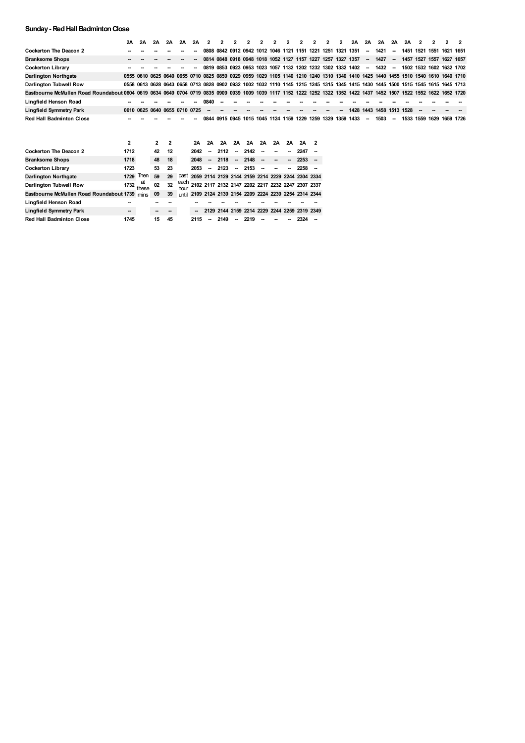## Sunday - Red Hall Badminton Close

| | 2A | 2A | 2A | 2A | 2A | 2A | 2 | 2 | 2 | 2 | 2 | 2 | 2 | 2 | 2 | 2 | 2 | 2A | 2A | 2A | 2A | 2A | 2 | 2 | 2 | 2 |
|---|---|---|---|---|---|---|---|---|---|---|---|---|---|---|---|---|---|---|---|---|---|---|---|---|---|---|
| **Cockerton The Deacon 2** | -- | -- | -- | -- | -- | -- | 0808 | 0842 | 0912 | 0942 | 1012 | 1046 | 1121 | 1151 | 1221 | 1251 | 1321 | 1351 | -- | 1421 | -- | 1451 | 1521 | 1551 | 1621 | 1651 |
| **Branksome Shops** | -- | -- | -- | -- | -- | -- | 0814 | 0848 | 0918 | 0948 | 1018 | 1052 | 1127 | 1157 | 1227 | 1257 | 1327 | 1357 | -- | 1427 | -- | 1457 | 1527 | 1557 | 1627 | 1657 |
| **Cockerton Library** | -- | -- | -- | -- | -- | -- | 0819 | 0853 | 0923 | 0953 | 1023 | 1057 | 1132 | 1202 | 1232 | 1302 | 1332 | 1402 | -- | 1432 | -- | 1502 | 1532 | 1602 | 1632 | 1702 |
| **Darlington Northgate** | 0555 | 0610 | 0625 | 0640 | 0655 | 0710 | 0825 | 0859 | 0929 | 0959 | 1029 | 1105 | 1140 | 1210 | 1240 | 1310 | 1340 | 1410 | 1425 | 1440 | 1455 | 1510 | 1540 | 1610 | 1640 | 1710 |
| **Darlington Tubwell Row** | 0558 | 0613 | 0628 | 0643 | 0658 | 0713 | 0828 | 0902 | 0932 | 1002 | 1032 | 1110 | 1145 | 1215 | 1245 | 1315 | 1345 | 1415 | 1430 | 1445 | 1500 | 1515 | 1545 | 1615 | 1645 | 1713 |
| **Eastbourne McMullen Road Roundabout** | 0604 | 0619 | 0634 | 0649 | 0704 | 0719 | 0835 | 0909 | 0939 | 1009 | 1039 | 1117 | 1152 | 1222 | 1252 | 1322 | 1352 | 1422 | 1437 | 1452 | 1507 | 1522 | 1552 | 1622 | 1652 | 1720 |
| **Lingfield Henson Road** | -- | -- | -- | -- | -- | -- | 0840 | -- | -- | -- | -- | -- | -- | -- | -- | -- | -- | -- | -- | -- | -- | -- | -- | -- | -- | -- |
| **Lingfield Symmetry Park** | 0610 | 0625 | 0640 | 0655 | 0710 | 0725 | -- | -- | -- | -- | -- | -- | -- | -- | -- | -- | -- | -- | 1428 | 1443 | 1458 | 1513 | 1528 | -- | -- | -- |
| **Red Hall Badminton Close** | -- | -- | -- | -- | -- | -- | 0844 | 0915 | 0945 | 1015 | 1045 | 1124 | 1159 | 1229 | 1259 | 1329 | 1359 | 1433 | -- | 1503 | -- | 1533 | 1559 | 1629 | 1659 | 1726 |

| | 2 | | 2 | 2 | | 2A | 2A | 2A | 2A | 2A | 2A | 2A | 2A | 2A | 2 |
|---|---|---|---|---|---|---|---|---|---|---|---|---|---|---|---|
| **Cockerton The Deacon 2** | 1712 | Then at these mins | 42 | 12 | past each hour until | 2042 | -- | 2112 | -- | 2142 | -- | -- | -- | 2247 | -- |
| **Branksome Shops** | 1718 | | 48 | 18 | | 2048 | -- | 2118 | -- | 2148 | -- | -- | -- | 2253 | -- |
| **Cockerton Library** | 1723 | | 53 | 23 | | 2053 | -- | 2123 | -- | 2153 | -- | -- | -- | 2258 | -- |
| **Darlington Northgate** | 1729 | | 59 | 29 | | 2059 | 2114 | 2129 | 2144 | 2159 | 2214 | 2229 | 2244 | 2304 | 2334 |
| **Darlington Tubwell Row** | 1732 | | 02 | 32 | | 2102 | 2117 | 2132 | 2147 | 2202 | 2217 | 2232 | 2247 | 2307 | 2337 |
| **Eastbourne McMullen Road Roundabout** | 1739 | | 09 | 39 | | 2109 | 2124 | 2139 | 2154 | 2209 | 2224 | 2239 | 2254 | 2314 | 2344 |
| **Lingfield Henson Road** | -- | | -- | -- | | -- | -- | -- | -- | -- | -- | -- | -- | -- | -- |
| **Lingfield Symmetry Park** | -- | | -- | -- | | -- | 2129 | 2144 | 2159 | 2214 | 2229 | 2244 | 2259 | 2319 | 2349 |
| **Red Hall Badminton Close** | 1745 | | 15 | 45 | | 2115 | -- | 2149 | -- | 2219 | -- | -- | -- | 2324 | -- |